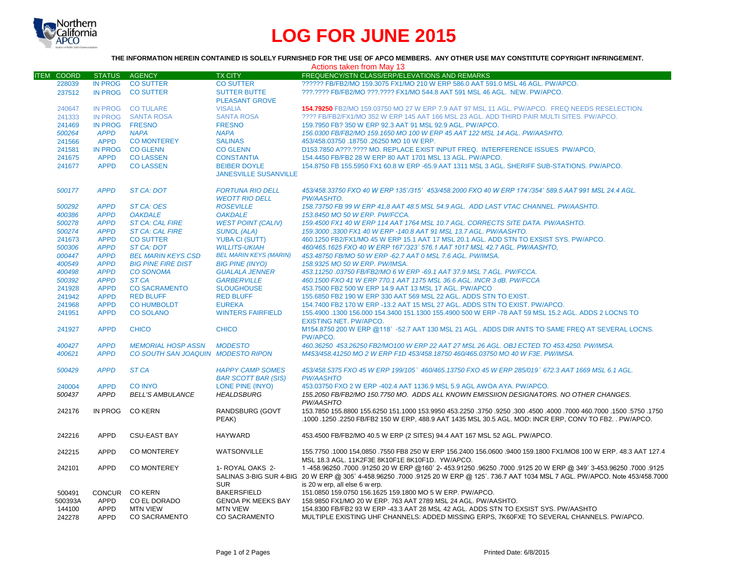# LOG FOR JUNE 2015

**THE INFORMATION HEREIN CONTAINED IS SOLELY FURNISHED FOR THE USE OF APCO MEMBERS. ANY OTHER USE MAY CONSTITUTE COPYRIGHT INFRINGEMENT.**

Actions taken from May 13

| ITEM | COORD | STATUS | AGENCY | TX CITY | FREQUENCY/STN CLASS/ERP/ELEVATIONS AND REMARKS |
|---|---|---|---|---|---|
| | 228039 | IN PROG | CO SUTTER | CO SUTTER | ?????? FB/FB2/MO 159.3075 FX1/MO 210 W ERP 586.0 AAT 591.0 MSL 46 AGL. PW/APCO. |
| | 237512 | IN PROG | CO SUTTER | SUTTER BUTTE PLEASANT GROVE | ???.???? FB/FB2/MO ???.???? FX1/MO 544.8 AAT 591 MSL 46 AGL. NEW. PW/APCO. |
| | 240647 | IN PROG | CO TULARE | VISALIA | **154.79250** FB2/MO 159.03750 MO 27 W ERP 7.9 AAT 97 MSL 11 AGL. PW/APCO. FREQ NEEDS RESELECTION. |
| | 241333 | IN PROG | SANTA ROSA | SANTA ROSA | ???? FB/FB2/FX1/MO 352 W ERP 145 AAT 166 MSL 23 AGL. ADD THIRD PAIR MULTI SITES. PW/APCO. |
| | 241469 | IN PROG | FRESNO | FRESNO | 159.7950 FB? 350 W ERP 92.3 AAT 91 MSL 92.9 AGL. PW/APCO. |
| | *500264* | *APPD* | *NAPA* | *NAPA* | *156.0300 FB/FB2/MO 159.1650 MO 100 W ERP 45 AAT 122 MSL 14 AGL. PW/AASHTO.* |
| | 241566 | APPD | CO MONTEREY | SALINAS | 453/458.03750 .18750 .26250 MO 10 W ERP. |
| | 241581 | IN PROG | CO GLENN | CO GLENN | D153.7850 A???.???? MO. REPLACE EXIST INPUT FREQ. INTERFERENCE ISSUES PW/APCO, |
| | 241675 | APPD | CO LASSEN | CONSTANTIA | 154.4450 FB/FB2 28 W ERP 80 AAT 1701 MSL 13 AGL. PW/APCO. |
| | 241677 | APPD | CO LASSEN | BEIBER DOYLE JANESVILLE SUSANVILLE | 154.8750 FB 155.5950 FX1 60.8 W ERP -65.9 AAT 1311 MSL 3 AGL. SHERIFF SUB-STATIONS. PW/APCO. |
| | *500177* | *APPD* | *ST CA: DOT* | *FORTUNA RIO DELL WEOTT RIO DELL* | *453/458.33750 FXO 40 W ERP 135˚/315˚ 453/458.2000 FXO 40 W ERP 174˚/354˚ 589.5 AAT 991 MSL 24.4 AGL. PW/AASHTO.* |
| | *500292* | *APPD* | *ST CA: OES* | *ROSEVILLE* | *158.73750 FB 99 W ERP 41,8 AAT 48.5 MSL 54.9 AGL. ADD LAST VTAC CHANNEL. PW/AASHTO.* |
| | *400386* | *APPD* | *OAKDALE* | *OAKDALE* | *153.8450 MO 50 W ERP. PW/FCCA.* |
| | *500278* | *APPD* | *ST CA: CAL FIRE* | *WEST POINT (CALIV)* | *159.4500 FX1 40 W ERP 114 AAT 1764 MSL 10.7 AGL. CORRECTS SITE DATA. PW/AASHTO.* |
| | *500274* | *APPD* | *ST CA: CAL FIRE* | *SUNOL (ALA)* | *159.3000 .3300 FX1 40 W ERP -140.8 AAT 91 MSL 13.7 AGL. PW/AASHTO.* |
| | 241673 | APPD | CO SUTTER | YUBA CI (SUTT) | 460.1250 FB2/FX1/MO 45 W ERP 15.1 AAT 17 MSL 20.1 AGL. ADD STN TO EXSIST SYS. PW/APCO. |
| | *500306* | *APPD* | *ST CA: DOT* | *WILLITS-UKIAH* | *460/465.1625 FXO 40 W ERP 167˚/323˚ 576.1 AAT 1017 MSL 42.7 AGL. PW/AASHTO,* |
| | *000447* | *APPD* | *BEL MARIN KEYS CSD* | *BEL MARIN KEYS (MARIN)* | *453.48750 FB/MO 50 W ERP -62.7 AAT 0 MSL 7.6 AGL. PW/IMSA.* |
| | *400549* | *APPD* | *BIG PINE FIRE DIST* | *BIG PINE (INYO)* | *158.9325 MO 50 W ERP. PW/IMSA.* |
| | *400498* | *APPD* | *CO SONOMA* | *GUALALA JENNER* | *453.11250 .03750 FB/FB2/MO 6 W ERP -69.1 AAT 37.9 MSL 7 AGL. PW/FCCA.* |
| | *500392* | *APPD* | *ST CA* | *GARBERVILLE* | *460.1500 FXO 41 W ERP 770.1 AAT 1175 MSL 36.6 AGL. INCR 3 dB. PW/FCCA* |
| | 241928 | APPD | CO SACRAMENTO | SLOUGHOUSE | 453.7500 FB2 500 W ERP 14.9 AAT 13 MSL 17 AGL. PW/APCO |
| | 241942 | APPD | RED BLUFF | RED BLUFF | 155.6850 FB2 190 W ERP 330 AAT 569 MSL 22 AGL. ADDS STN TO EXIST. |
| | 241968 | APPD | CO HUMBOLDT | EUREKA | 154.7400 FB2 170 W ERP -13.2 AAT 15 MSL 27 AGL. ADDS STN TO EXIST. PW/APCO. |
| | 241951 | APPD | CO SOLANO | WINTERS FAIRFIELD | 155.4900 .1300 156.000 154.3400 151.1300 155.4900 500 W ERP -78 AAT 59 MSL 15.2 AGL. ADDS 2 LOCNS TO EXISTING NET. PW/APCO. |
| | 241927 | APPD | CHICO | CHICO | M154.8750 200 W ERP @118˚ -52.7 AAT 130 MSL 21 AGL . ADDS DIR ANTS TO SAME FREQ AT SEVERAL LOCNS. PW/APCO. |
| | *400427* | *APPD* | *MEMORIAL HOSP ASSN* | *MODESTO* | *460.36250 453.26250 FB2/MO100 W ERP 22 AAT 27 MSL 26 AGL. OBJ ECTED TO 453.4250. PW/IMSA.* |
| | *400621* | *APPD* | *CO SOUTH SAN JOAQUIN* | *MODESTO RIPON* | *M453/458.41250 MO 2 W ERP F1D 453/458.18750 460/465.03750 MO 40 W F3E. PW/IMSA.* |
| | *500429* | *APPD* | *ST CA* | *HAPPY CAMP SOMES BAR SCOTT BAR (SIS)* | *453/458.5375 FXO 45 W ERP 199/105˚ 460/465.13750 FXO 45 W ERP 285/019˚ 672.3 AAT 1669 MSL 6.1 AGL. PW/AASHTO* |
| | 240004 | APPD | CO INYO | LONE PINE (INYO) | 453.03750 FXO 2 W ERP -402.4 AAT 1136.9 MSL 5.9 AGL AWOA AYA. PW/APCO. |
| | *500437* | *APPD* | *BELL'S AMBULANCE* | *HEALDSBURG* | *155.2050 FB/FB2/MO 150.7750 MO. ADDS ALL KNOWN EMISSIION DESIGNATORS. NO OTHER CHANGES. PW/AASHTO* |
| | 242176 | IN PROG | CO KERN | RANDSBURG (GOVT PEAK) | 153.7850 155.8800 155.6250 151.1000 153.9950 453.2250 .3750 .9250 .300 .4500 .4000 .7000 460.7000 .1500 .5750 .1750 .1000 .1250 .2250 FB/FB2 150 W ERP, 488.9 AAT 1435 MSL 30.5 AGL. MOD: INCR ERP, CONV TO FB2. . PW/APCO. |
| | 242216 | APPD | CSU-EAST BAY | HAYWARD | 453.4500 FB/FB2/MO 40.5 W ERP (2 SITES) 94.4 AAT 167 MSL 52 AGL. PW/APCO. |
| | 242215 | APPD | CO MONTEREY | WATSONVILLE | 155.7750 .1000 154,0850 .7550 FB8 250 W ERP 156.2400 156.0600 .9400 159.1800 FX1/MO8 100 W ERP. 48.3 AAT 127.4 MSL 18.3 AGL. 11K2F3E 8K10F1E 8K10F1D. YW/APCO. |
| | 242101 | APPD | CO MONTEREY | 1- ROYAL OAKS 2- SALINAS 3-BIG SUR 4-BIG SUR | 1 -458.96250 .7000 .91250 20 W ERP @160˚ 2- 453.91250 .96250 .7000 .9125 20 W ERP @ 349˚ 3-453.96250 .7000 .9125 20 W ERP @ 305˚ 4-458.96250 .7000 .9125 20 W ERP @ 125˚. 736.7 AAT 1034 MSL 7 AGL. PW/APCO. Note 453/458.7000 is 20 w erp, all else 6 w erp. |
| | 500491 | CONCUR | CO KERN | BAKERSFIELD | 151.0850 159.0750 156.1625 159.1800 MO 5 W ERP. PW/APCO. |
| | 500393A | APPD | CO EL DORADO | GENOA PK MEEKS BAY | 158.9850 FX1/MO 20 W ERP. 763 AAT 2789 MSL 24 AGL. PW/AASHTO. |
| | 144100 | APPD | MTN VIEW | MTN VIEW | 154.8300 FB/FB2 93 W ERP -43.3 AAT 28 MSL 42 AGL. ADDS STN TO EXSIST SYS. PW/AASHTO |
| | 242278 | APPD | CO SACRAMENTO | CO SACRAMENTO | MULTIPLE EXISTING UHF CHANNELS: ADDED MISSING ERPS, 7K60FXE TO SEVERAL CHANNELS. PW/APCO. |

Printed Date: 6/8/2015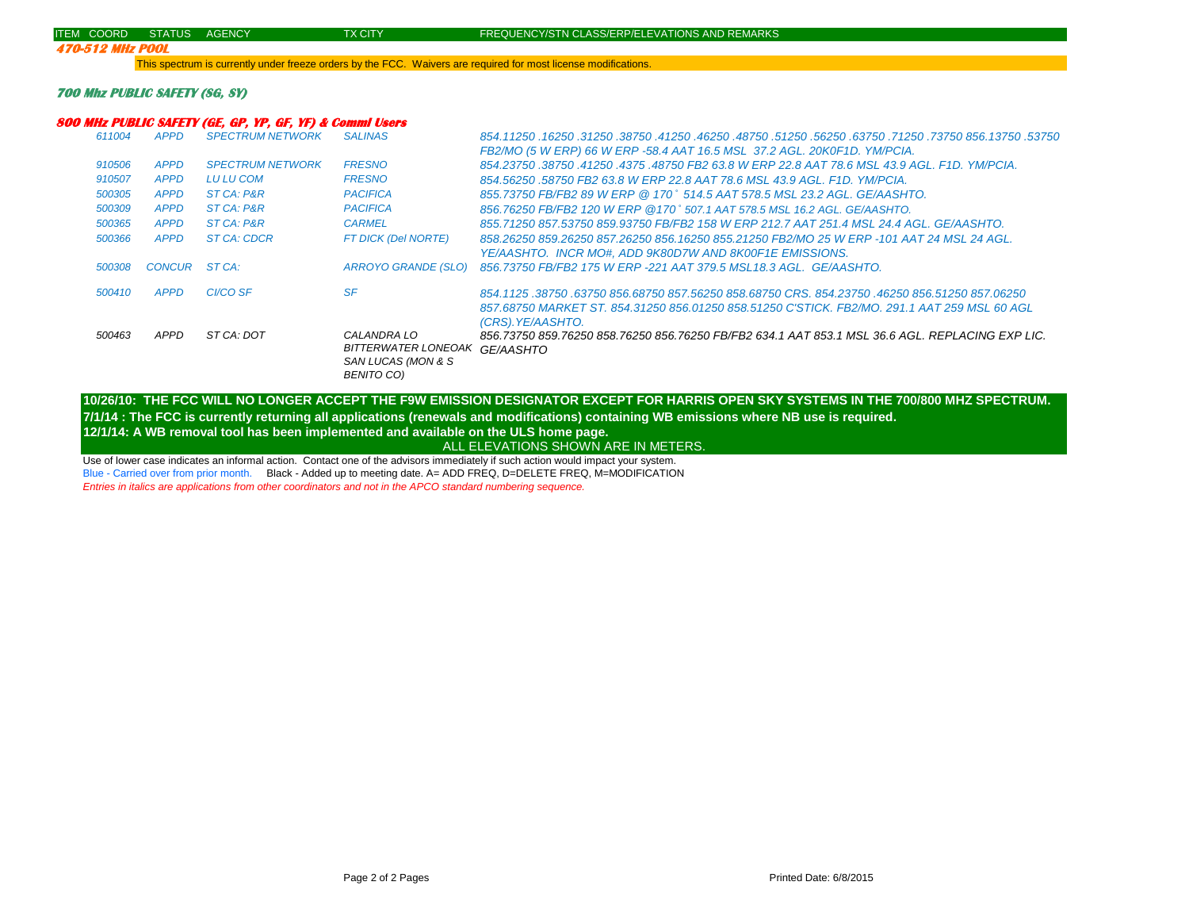| ITEM | COORD | STATUS | AGENCY | TX CITY | FREQUENCY/STN CLASS/ERP/ELEVATIONS AND REMARKS |
|---|---|---|---|---|---|

***470-512 MHz POOL***

This spectrum is currently under freeze orders by the FCC. Waivers are required for most license modifications.

***700 Mhz PUBLIC SAFETY (SG, SY)***

***800 MHz PUBLIC SAFETY (GE, GP, YP, GF, YF) & Comml Users***

| ITEM | COORD | STATUS | AGENCY | TX CITY | FREQUENCY/STN CLASS/ERP/ELEVATIONS AND REMARKS |
|---|---|---|---|---|---|
| *611004* | *APPD* | *SPECTRUM NETWORK* | *SALINAS* | *854.11250 .16250 .31250 .38750 .41250 .46250 .48750 .51250 .56250 .63750 .71250 .73750 856.13750 .53750 FB2/MO (5 W ERP) 66 W ERP -58.4 AAT 16.5 MSL 37.2 AGL. 20K0F1D. YM/PCIA.* |
| *910506* | *APPD* | *SPECTRUM NETWORK* | *FRESNO* | *854.23750 .38750 .41250 .4375 .48750 FB2 63.8 W ERP 22.8 AAT 78.6 MSL 43.9 AGL. F1D. YM/PCIA.* |
| *910507* | *APPD* | *LU LU COM* | *FRESNO* | *854.56250 .58750 FB2 63.8 W ERP 22.8 AAT 78.6 MSL 43.9 AGL. F1D. YM/PCIA.* |
| *500305* | *APPD* | *ST CA: P&R* | *PACIFICA* | *855.73750 FB/FB2 89 W ERP @ 170° 514.5 AAT 578.5 MSL 23.2 AGL. GE/AASHTO.* |
| *500309* | *APPD* | *ST CA: P&R* | *PACIFICA* | *856.76250 FB/FB2 120 W ERP @170° 507.1 AAT 578.5 MSL 16.2 AGL. GE/AASHTO.* |
| *500365* | *APPD* | *ST CA: P&R* | *CARMEL* | *855.71250 857.53750 859.93750 FB/FB2 158 W ERP 212.7 AAT 251.4 MSL 24.4 AGL. GE/AASHTO.* |
| *500366* | *APPD* | *ST CA: CDCR* | *FT DICK (Del NORTE)* | *858.26250 859.26250 857.26250 856.16250 855.21250 FB2/MO 25 W ERP -101 AAT 24 MSL 24 AGL. YE/AASHTO. INCR MO#, ADD 9K80D7W AND 8K00F1E EMISSIONS.* |
| *500308* | *CONCUR* | *ST CA:* | *ARROYO GRANDE (SLO)* | *856.73750 FB/FB2 175 W ERP -221 AAT 379.5 MSL18.3 AGL. GE/AASHTO.* |
| *500410* | *APPD* | *CI/CO SF* | *SF* | *854.1125 .38750 .63750 856.68750 857.56250 858.68750 CRS. 854.23750 .46250 856.51250 857.06250 857.68750 MARKET ST. 854.31250 856.01250 858.51250 C'STICK. FB2/MO. 291.1 AAT 259 MSL 60 AGL (CRS).YE/AASHTO.* |
| *500463* | *APPD* | *ST CA: DOT* | *CALANDRA LO BITTERWATER LONEOAK SAN LUCAS (MON & S BENITO CO)* | *856.73750 859.76250 858.76250 856.76250 FB/FB2 634.1 AAT 853.1 MSL 36.6 AGL. REPLACING EXP LIC. GE/AASHTO* |

**10/26/10: THE FCC WILL NO LONGER ACCEPT THE F9W EMISSION DESIGNATOR EXCEPT FOR HARRIS OPEN SKY SYSTEMS IN THE 700/800 MHZ SPECTRUM.**
**7/1/14 : The FCC is currently returning all applications (renewals and modifications) containing WB emissions where NB use is required.**
**12/1/14: A WB removal tool has been implemented and available on the ULS home page.**

ALL ELEVATIONS SHOWN ARE IN METERS.

Use of lower case indicates an informal action. Contact one of the advisors immediately if such action would impact your system.

Blue - Carried over from prior month. Black - Added up to meeting date. A= ADD FREQ, D=DELETE FREQ, M=MODIFICATION

*Entries in italics are applications from other coordinators and not in the APCO standard numbering sequence.*

Printed Date: 6/8/2015